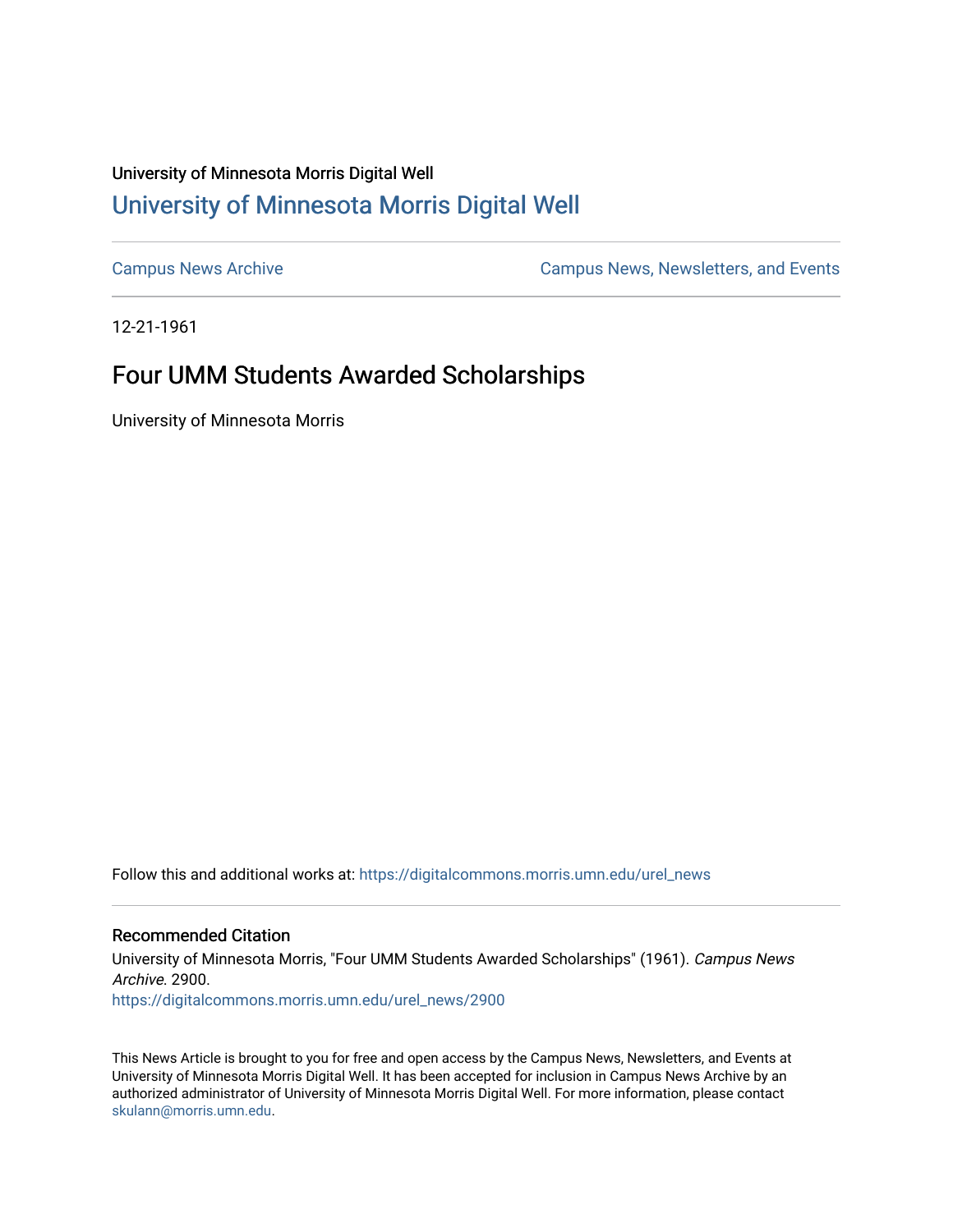University of Minnesota Morris Digital Well

## University of Minnesota Morris Digital Well

Campus News Archive

Campus News, Newsletters, and Events

12-21-1961

# Four UMM Students Awarded Scholarships

University of Minnesota Morris

Follow this and additional works at: https://digitalcommons.morris.umn.edu/urel_news

### Recommended Citation

University of Minnesota Morris, "Four UMM Students Awarded Scholarships" (1961). *Campus News Archive*. 2900.
https://digitalcommons.morris.umn.edu/urel_news/2900

This News Article is brought to you for free and open access by the Campus News, Newsletters, and Events at University of Minnesota Morris Digital Well. It has been accepted for inclusion in Campus News Archive by an authorized administrator of University of Minnesota Morris Digital Well. For more information, please contact skulann@morris.umn.edu.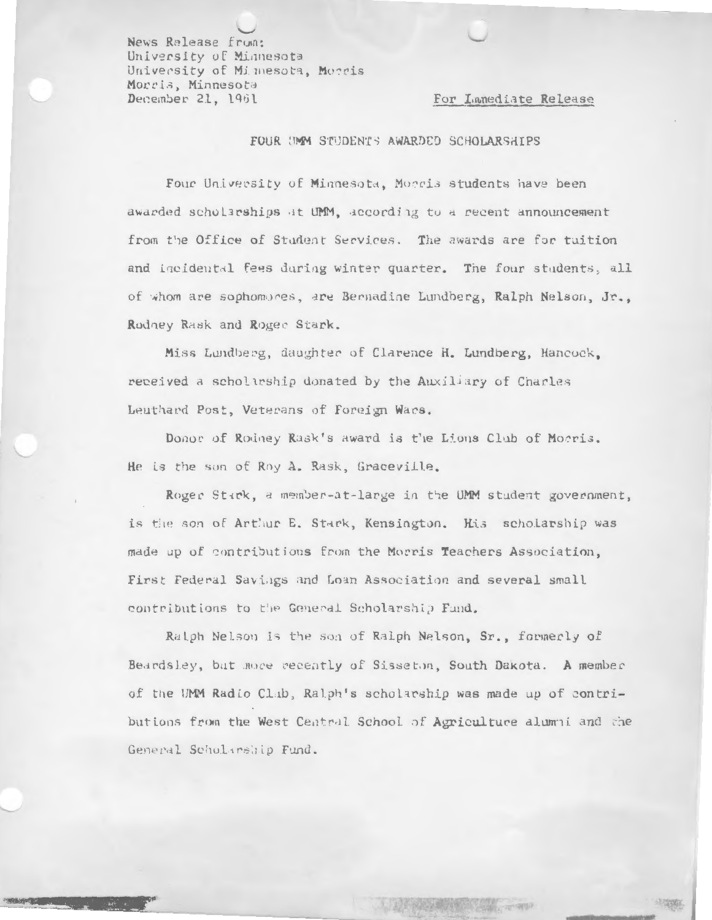News Release from:
University of Minnesota
University of Minnesota, Morris
Morris, Minnesota
December 21, 1961

For Immediate Release

# FOUR UMM STUDENTS AWARDED SCHOLARSHIPS

Four University of Minnesota, Morris students have been awarded scholarships at UMM, according to a recent announcement from the Office of Student Services. The awards are for tuition and incidental fees during winter quarter. The four students, all of whom are sophomores, are Bernadine Lundberg, Ralph Nelson, Jr., Rodney Rask and Roger Stark.

Miss Lundberg, daughter of Clarence H. Lundberg, Hancock, received a scholarship donated by the Auxiliary of Charles Leuthard Post, Veterans of Foreign Wars.

Donor of Rodney Rask's award is the Lions Club of Morris. He is the son of Roy A. Rask, Graceville.

Roger Stark, a member-at-large in the UMM student government, is the son of Arthur E. Stark, Kensington. His scholarship was made up of contributions from the Morris Teachers Association, First Federal Savings and Loan Association and several small contributions to the General Scholarship Fund.

Ralph Nelson is the son of Ralph Nelson, Sr., formerly of Beardsley, but more recently of Sisseton, South Dakota. A member of the UMM Radio Club, Ralph's scholarship was made up of contributions from the West Central School of Agriculture alumni and the General Scholarship Fund.